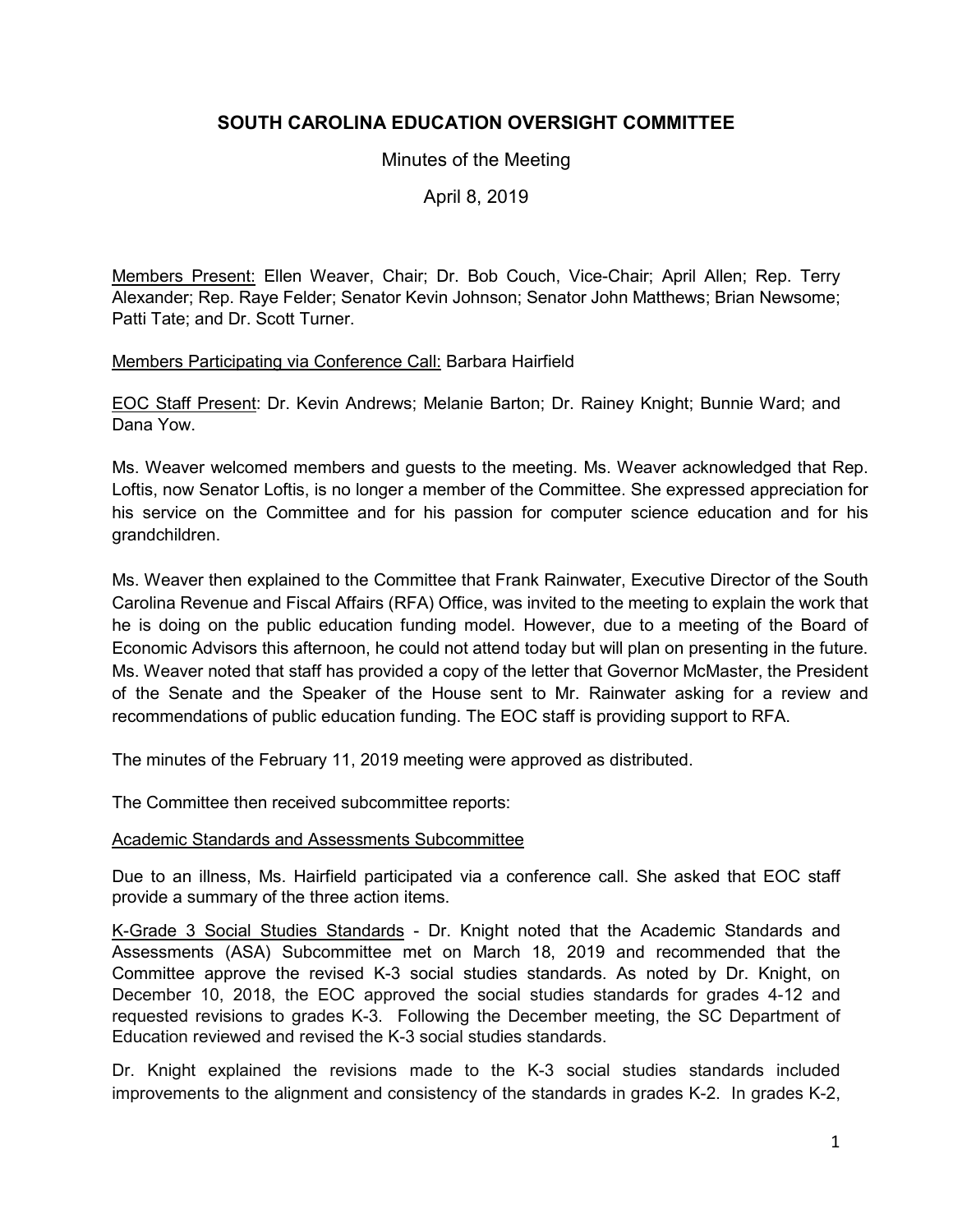# SOUTH CAROLINA EDUCATION OVERSIGHT COMMITTEE

Minutes of the Meeting

April 8, 2019

<u>Members Present:</u> Ellen Weaver, Chair; Dr. Bob Couch, Vice-Chair; April Allen; Rep. Terry Alexander; Rep. Raye Felder; Senator Kevin Johnson; Senator John Matthews; Brian Newsome; Patti Tate; and Dr. Scott Turner.

<u>Members Participating via Conference Call:</u> Barbara Hairfield

<u>EOC Staff Present</u>: Dr. Kevin Andrews; Melanie Barton; Dr. Rainey Knight; Bunnie Ward; and Dana Yow.

Ms. Weaver welcomed members and guests to the meeting. Ms. Weaver acknowledged that Rep. Loftis, now Senator Loftis, is no longer a member of the Committee. She expressed appreciation for his service on the Committee and for his passion for computer science education and for his grandchildren.

Ms. Weaver then explained to the Committee that Frank Rainwater, Executive Director of the South Carolina Revenue and Fiscal Affairs (RFA) Office, was invited to the meeting to explain the work that he is doing on the public education funding model. However, due to a meeting of the Board of Economic Advisors this afternoon, he could not attend today but will plan on presenting in the future. Ms. Weaver noted that staff has provided a copy of the letter that Governor McMaster, the President of the Senate and the Speaker of the House sent to Mr. Rainwater asking for a review and recommendations of public education funding. The EOC staff is providing support to RFA.

The minutes of the February 11, 2019 meeting were approved as distributed.

The Committee then received subcommittee reports:

<u>Academic Standards and Assessments Subcommittee</u>

Due to an illness, Ms. Hairfield participated via a conference call. She asked that EOC staff provide a summary of the three action items.

<u>K-Grade 3 Social Studies Standards</u> - Dr. Knight noted that the Academic Standards and Assessments (ASA) Subcommittee met on March 18, 2019 and recommended that the Committee approve the revised K-3 social studies standards. As noted by Dr. Knight, on December 10, 2018, the EOC approved the social studies standards for grades 4-12 and requested revisions to grades K-3. Following the December meeting, the SC Department of Education reviewed and revised the K-3 social studies standards.

Dr. Knight explained the revisions made to the K-3 social studies standards included improvements to the alignment and consistency of the standards in grades K-2. In grades K-2,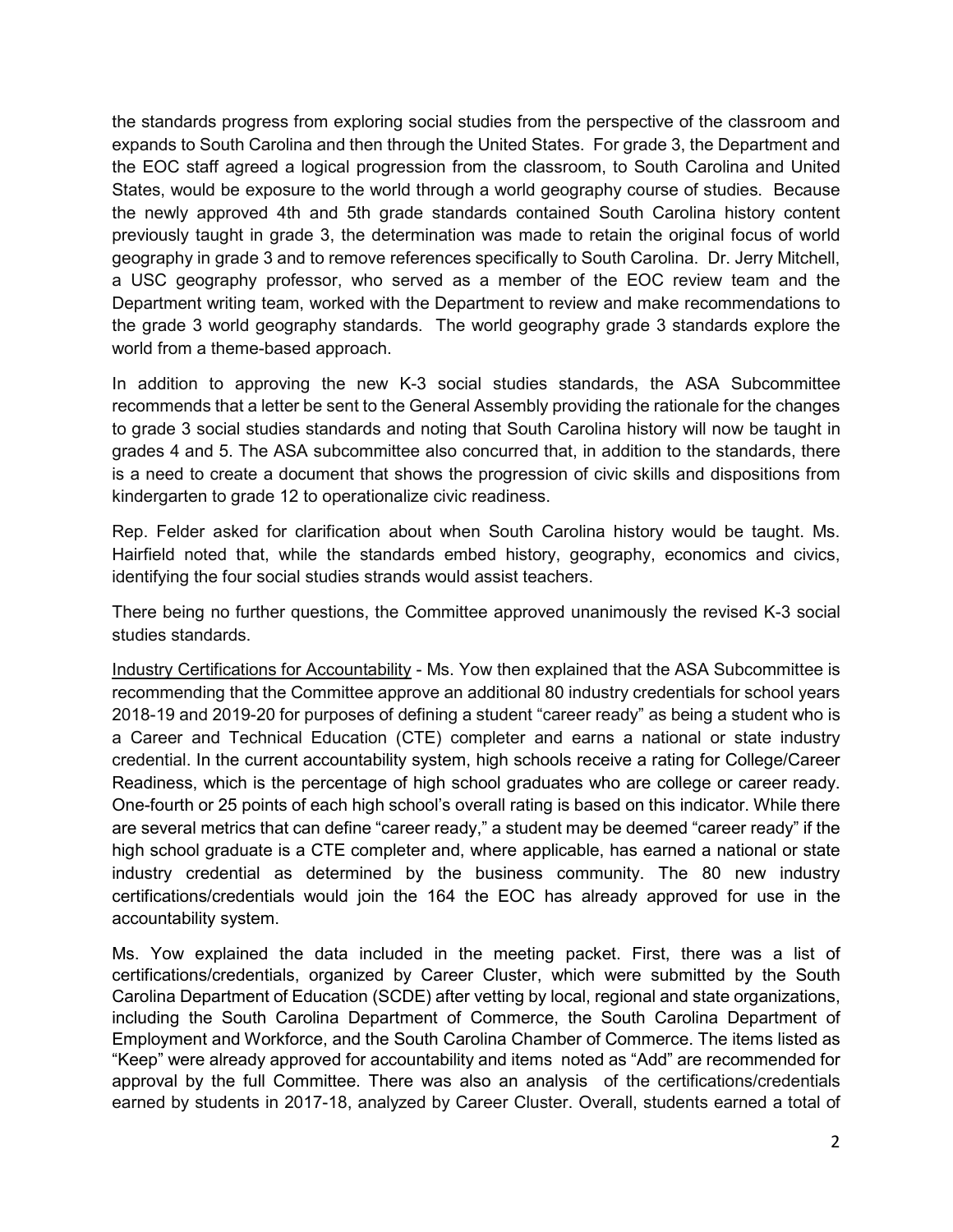the standards progress from exploring social studies from the perspective of the classroom and expands to South Carolina and then through the United States. For grade 3, the Department and the EOC staff agreed a logical progression from the classroom, to South Carolina and United States, would be exposure to the world through a world geography course of studies. Because the newly approved 4th and 5th grade standards contained South Carolina history content previously taught in grade 3, the determination was made to retain the original focus of world geography in grade 3 and to remove references specifically to South Carolina. Dr. Jerry Mitchell, a USC geography professor, who served as a member of the EOC review team and the Department writing team, worked with the Department to review and make recommendations to the grade 3 world geography standards. The world geography grade 3 standards explore the world from a theme-based approach.

In addition to approving the new K-3 social studies standards, the ASA Subcommittee recommends that a letter be sent to the General Assembly providing the rationale for the changes to grade 3 social studies standards and noting that South Carolina history will now be taught in grades 4 and 5. The ASA subcommittee also concurred that, in addition to the standards, there is a need to create a document that shows the progression of civic skills and dispositions from kindergarten to grade 12 to operationalize civic readiness.

Rep. Felder asked for clarification about when South Carolina history would be taught. Ms. Hairfield noted that, while the standards embed history, geography, economics and civics, identifying the four social studies strands would assist teachers.

There being no further questions, the Committee approved unanimously the revised K-3 social studies standards.

Industry Certifications for Accountability - Ms. Yow then explained that the ASA Subcommittee is recommending that the Committee approve an additional 80 industry credentials for school years 2018-19 and 2019-20 for purposes of defining a student "career ready" as being a student who is a Career and Technical Education (CTE) completer and earns a national or state industry credential. In the current accountability system, high schools receive a rating for College/Career Readiness, which is the percentage of high school graduates who are college or career ready. One-fourth or 25 points of each high school's overall rating is based on this indicator. While there are several metrics that can define "career ready," a student may be deemed "career ready" if the high school graduate is a CTE completer and, where applicable, has earned a national or state industry credential as determined by the business community. The 80 new industry certifications/credentials would join the 164 the EOC has already approved for use in the accountability system.

Ms. Yow explained the data included in the meeting packet. First, there was a list of certifications/credentials, organized by Career Cluster, which were submitted by the South Carolina Department of Education (SCDE) after vetting by local, regional and state organizations, including the South Carolina Department of Commerce, the South Carolina Department of Employment and Workforce, and the South Carolina Chamber of Commerce. The items listed as "Keep" were already approved for accountability and items noted as "Add" are recommended for approval by the full Committee. There was also an analysis of the certifications/credentials earned by students in 2017-18, analyzed by Career Cluster. Overall, students earned a total of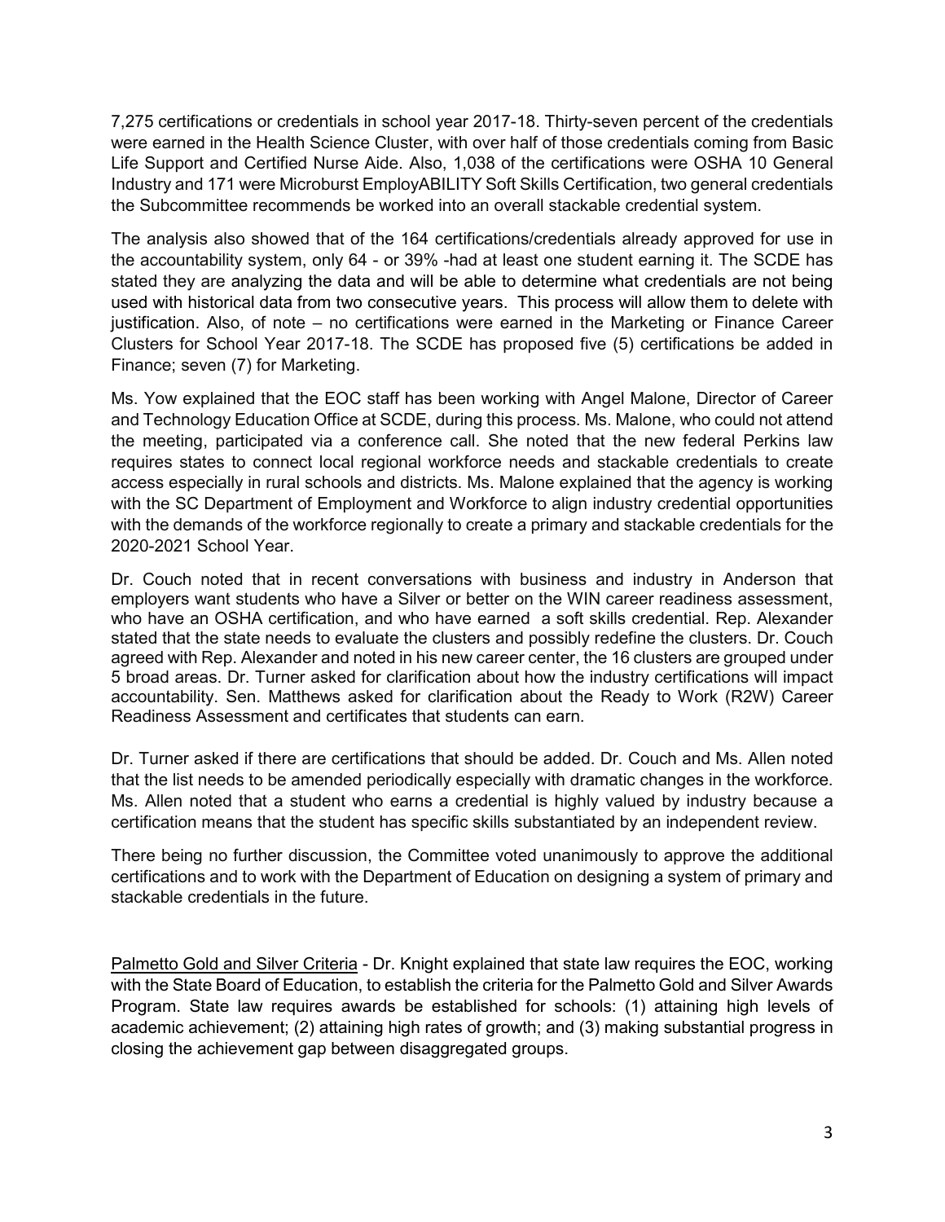7,275 certifications or credentials in school year 2017-18. Thirty-seven percent of the credentials were earned in the Health Science Cluster, with over half of those credentials coming from Basic Life Support and Certified Nurse Aide. Also, 1,038 of the certifications were OSHA 10 General Industry and 171 were Microburst EmployABILITY Soft Skills Certification, two general credentials the Subcommittee recommends be worked into an overall stackable credential system.

The analysis also showed that of the 164 certifications/credentials already approved for use in the accountability system, only 64 - or 39% -had at least one student earning it. The SCDE has stated they are analyzing the data and will be able to determine what credentials are not being used with historical data from two consecutive years. This process will allow them to delete with justification. Also, of note – no certifications were earned in the Marketing or Finance Career Clusters for School Year 2017-18. The SCDE has proposed five (5) certifications be added in Finance; seven (7) for Marketing.

Ms. Yow explained that the EOC staff has been working with Angel Malone, Director of Career and Technology Education Office at SCDE, during this process. Ms. Malone, who could not attend the meeting, participated via a conference call. She noted that the new federal Perkins law requires states to connect local regional workforce needs and stackable credentials to create access especially in rural schools and districts. Ms. Malone explained that the agency is working with the SC Department of Employment and Workforce to align industry credential opportunities with the demands of the workforce regionally to create a primary and stackable credentials for the 2020-2021 School Year.

Dr. Couch noted that in recent conversations with business and industry in Anderson that employers want students who have a Silver or better on the WIN career readiness assessment, who have an OSHA certification, and who have earned a soft skills credential. Rep. Alexander stated that the state needs to evaluate the clusters and possibly redefine the clusters. Dr. Couch agreed with Rep. Alexander and noted in his new career center, the 16 clusters are grouped under 5 broad areas. Dr. Turner asked for clarification about how the industry certifications will impact accountability. Sen. Matthews asked for clarification about the Ready to Work (R2W) Career Readiness Assessment and certificates that students can earn.

Dr. Turner asked if there are certifications that should be added. Dr. Couch and Ms. Allen noted that the list needs to be amended periodically especially with dramatic changes in the workforce. Ms. Allen noted that a student who earns a credential is highly valued by industry because a certification means that the student has specific skills substantiated by an independent review.

There being no further discussion, the Committee voted unanimously to approve the additional certifications and to work with the Department of Education on designing a system of primary and stackable credentials in the future.

<u>Palmetto Gold and Silver Criteria</u> - Dr. Knight explained that state law requires the EOC, working with the State Board of Education, to establish the criteria for the Palmetto Gold and Silver Awards Program. State law requires awards be established for schools: (1) attaining high levels of academic achievement; (2) attaining high rates of growth; and (3) making substantial progress in closing the achievement gap between disaggregated groups.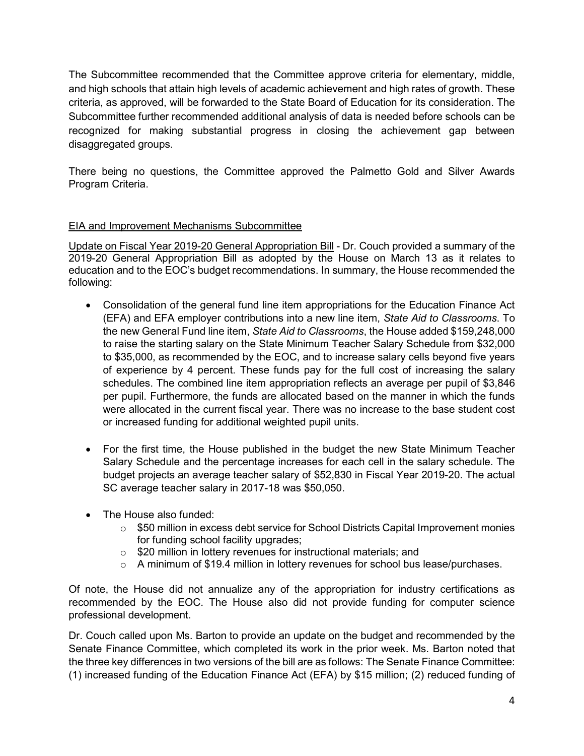The Subcommittee recommended that the Committee approve criteria for elementary, middle, and high schools that attain high levels of academic achievement and high rates of growth. These criteria, as approved, will be forwarded to the State Board of Education for its consideration. The Subcommittee further recommended additional analysis of data is needed before schools can be recognized for making substantial progress in closing the achievement gap between disaggregated groups.

There being no questions, the Committee approved the Palmetto Gold and Silver Awards Program Criteria.

<u>EIA and Improvement Mechanisms Subcommittee</u>

<u>Update on Fiscal Year 2019-20 General Appropriation Bill</u> - Dr. Couch provided a summary of the 2019-20 General Appropriation Bill as adopted by the House on March 13 as it relates to education and to the EOC's budget recommendations. In summary, the House recommended the following:

- Consolidation of the general fund line item appropriations for the Education Finance Act (EFA) and EFA employer contributions into a new line item, *State Aid to Classrooms*. To the new General Fund line item, *State Aid to Classrooms*, the House added $159,248,000 to raise the starting salary on the State Minimum Teacher Salary Schedule from $32,000 to $35,000, as recommended by the EOC, and to increase salary cells beyond five years of experience by 4 percent. These funds pay for the full cost of increasing the salary schedules. The combined line item appropriation reflects an average per pupil of $3,846 per pupil. Furthermore, the funds are allocated based on the manner in which the funds were allocated in the current fiscal year. There was no increase to the base student cost or increased funding for additional weighted pupil units.

- For the first time, the House published in the budget the new State Minimum Teacher Salary Schedule and the percentage increases for each cell in the salary schedule. The budget projects an average teacher salary of $52,830 in Fiscal Year 2019-20. The actual SC average teacher salary in 2017-18 was $50,050.

- The House also funded:
  - $50 million in excess debt service for School Districts Capital Improvement monies for funding school facility upgrades;
  - $20 million in lottery revenues for instructional materials; and
  - A minimum of $19.4 million in lottery revenues for school bus lease/purchases.

Of note, the House did not annualize any of the appropriation for industry certifications as recommended by the EOC. The House also did not provide funding for computer science professional development.

Dr. Couch called upon Ms. Barton to provide an update on the budget and recommended by the Senate Finance Committee, which completed its work in the prior week. Ms. Barton noted that the three key differences in two versions of the bill are as follows: The Senate Finance Committee: (1) increased funding of the Education Finance Act (EFA) by $15 million; (2) reduced funding of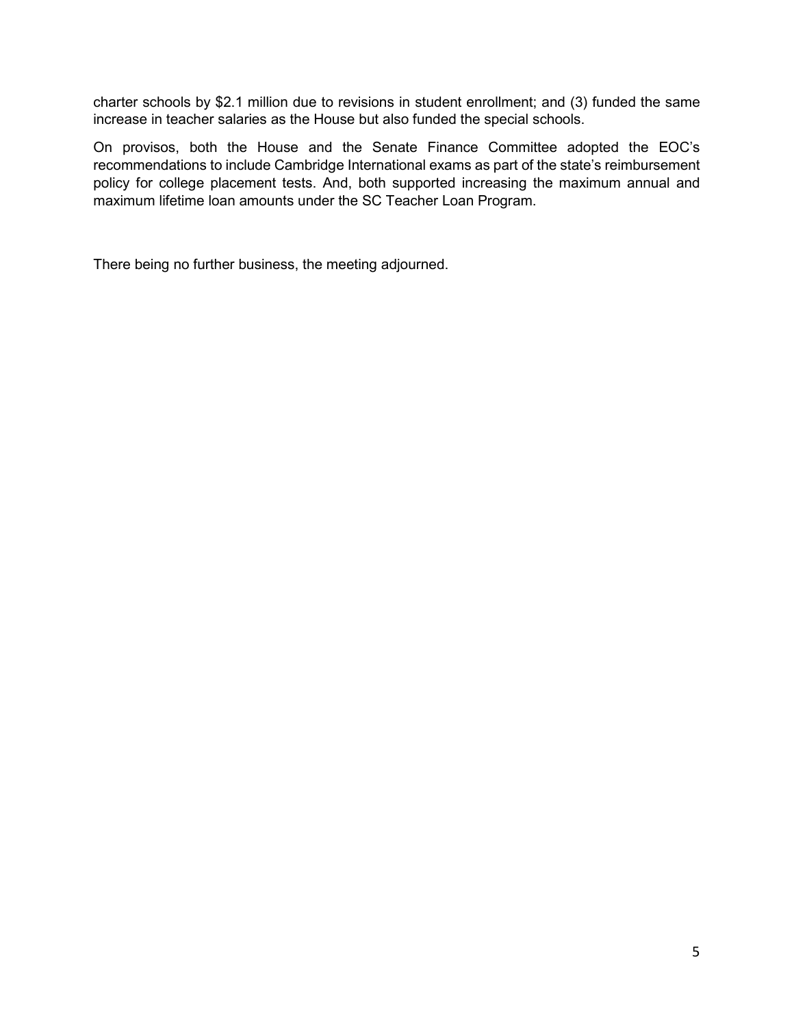charter schools by $2.1 million due to revisions in student enrollment; and (3) funded the same increase in teacher salaries as the House but also funded the special schools.

On provisos, both the House and the Senate Finance Committee adopted the EOC's recommendations to include Cambridge International exams as part of the state's reimbursement policy for college placement tests. And, both supported increasing the maximum annual and maximum lifetime loan amounts under the SC Teacher Loan Program.

There being no further business, the meeting adjourned.